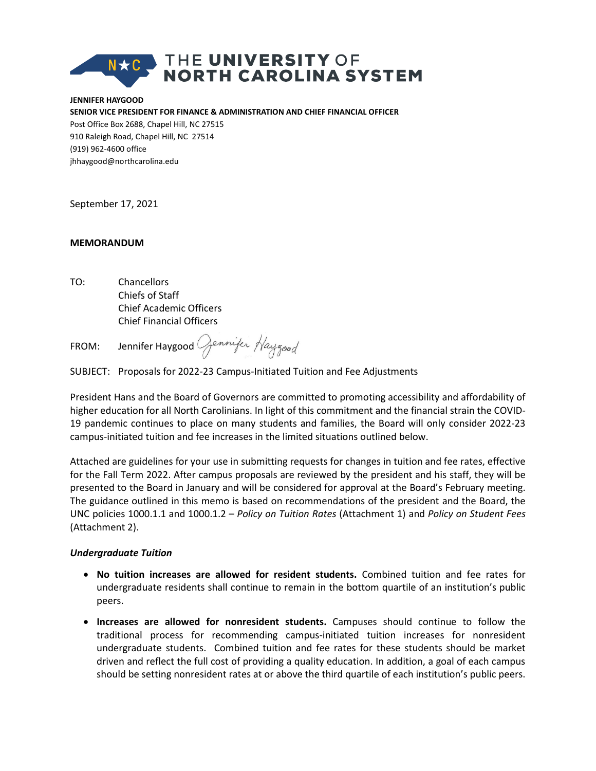# THE UNIVERSITY OF NORTH CAROLINA SYSTEM

**JENNIFER HAYGOOD**
**SENIOR VICE PRESIDENT FOR FINANCE & ADMINISTRATION AND CHIEF FINANCIAL OFFICER**
Post Office Box 2688, Chapel Hill, NC 27515
910 Raleigh Road, Chapel Hill, NC 27514
(919) 962-4600 office
jhhaygood@northcarolina.edu

September 17, 2021

**MEMORANDUM**

TO: Chancellors
Chiefs of Staff
Chief Academic Officers
Chief Financial Officers

FROM: Jennifer Haygood

SUBJECT: Proposals for 2022-23 Campus-Initiated Tuition and Fee Adjustments

President Hans and the Board of Governors are committed to promoting accessibility and affordability of higher education for all North Carolinians. In light of this commitment and the financial strain the COVID-19 pandemic continues to place on many students and families, the Board will only consider 2022-23 campus-initiated tuition and fee increases in the limited situations outlined below.

Attached are guidelines for your use in submitting requests for changes in tuition and fee rates, effective for the Fall Term 2022. After campus proposals are reviewed by the president and his staff, they will be presented to the Board in January and will be considered for approval at the Board's February meeting. The guidance outlined in this memo is based on recommendations of the president and the Board, the UNC policies 1000.1.1 and 1000.1.2 – *Policy on Tuition Rates* (Attachment 1) and *Policy on Student Fees* (Attachment 2).

***Undergraduate Tuition***

- **No tuition increases are allowed for resident students.** Combined tuition and fee rates for undergraduate residents shall continue to remain in the bottom quartile of an institution's public peers.
- **Increases are allowed for nonresident students.** Campuses should continue to follow the traditional process for recommending campus-initiated tuition increases for nonresident undergraduate students. Combined tuition and fee rates for these students should be market driven and reflect the full cost of providing a quality education. In addition, a goal of each campus should be setting nonresident rates at or above the third quartile of each institution's public peers.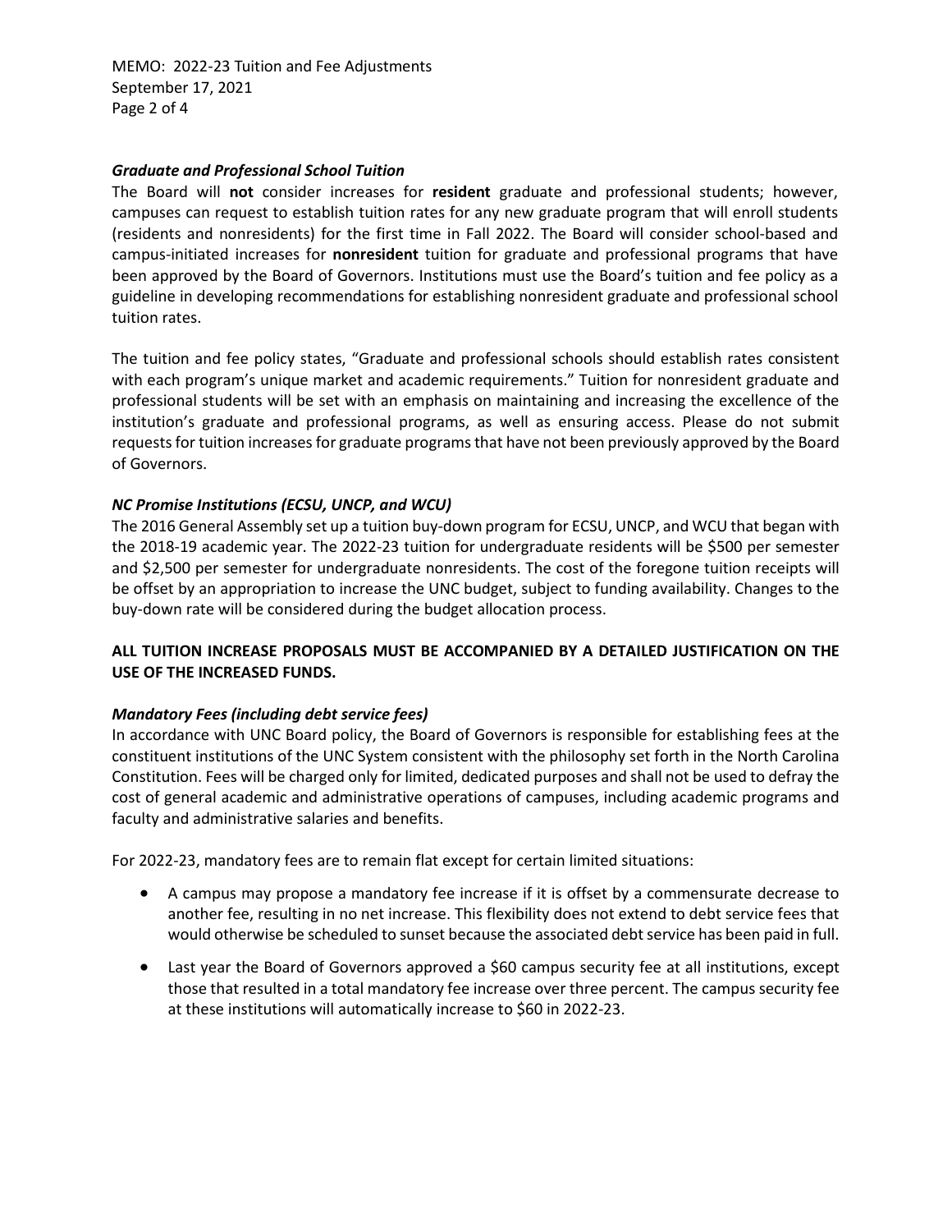### *Graduate and Professional School Tuition*

The Board will **not** consider increases for **resident** graduate and professional students; however, campuses can request to establish tuition rates for any new graduate program that will enroll students (residents and nonresidents) for the first time in Fall 2022. The Board will consider school-based and campus-initiated increases for **nonresident** tuition for graduate and professional programs that have been approved by the Board of Governors. Institutions must use the Board's tuition and fee policy as a guideline in developing recommendations for establishing nonresident graduate and professional school tuition rates.

The tuition and fee policy states, "Graduate and professional schools should establish rates consistent with each program's unique market and academic requirements." Tuition for nonresident graduate and professional students will be set with an emphasis on maintaining and increasing the excellence of the institution's graduate and professional programs, as well as ensuring access. Please do not submit requests for tuition increases for graduate programs that have not been previously approved by the Board of Governors.

### *NC Promise Institutions (ECSU, UNCP, and WCU)*

The 2016 General Assembly set up a tuition buy-down program for ECSU, UNCP, and WCU that began with the 2018-19 academic year. The 2022-23 tuition for undergraduate residents will be $500 per semester and $2,500 per semester for undergraduate nonresidents. The cost of the foregone tuition receipts will be offset by an appropriation to increase the UNC budget, subject to funding availability. Changes to the buy-down rate will be considered during the budget allocation process.

**ALL TUITION INCREASE PROPOSALS MUST BE ACCOMPANIED BY A DETAILED JUSTIFICATION ON THE USE OF THE INCREASED FUNDS.**

### *Mandatory Fees (including debt service fees)*

In accordance with UNC Board policy, the Board of Governors is responsible for establishing fees at the constituent institutions of the UNC System consistent with the philosophy set forth in the North Carolina Constitution. Fees will be charged only for limited, dedicated purposes and shall not be used to defray the cost of general academic and administrative operations of campuses, including academic programs and faculty and administrative salaries and benefits.

For 2022-23, mandatory fees are to remain flat except for certain limited situations:

- A campus may propose a mandatory fee increase if it is offset by a commensurate decrease to another fee, resulting in no net increase. This flexibility does not extend to debt service fees that would otherwise be scheduled to sunset because the associated debt service has been paid in full.
- Last year the Board of Governors approved a $60 campus security fee at all institutions, except those that resulted in a total mandatory fee increase over three percent. The campus security fee at these institutions will automatically increase to $60 in 2022-23.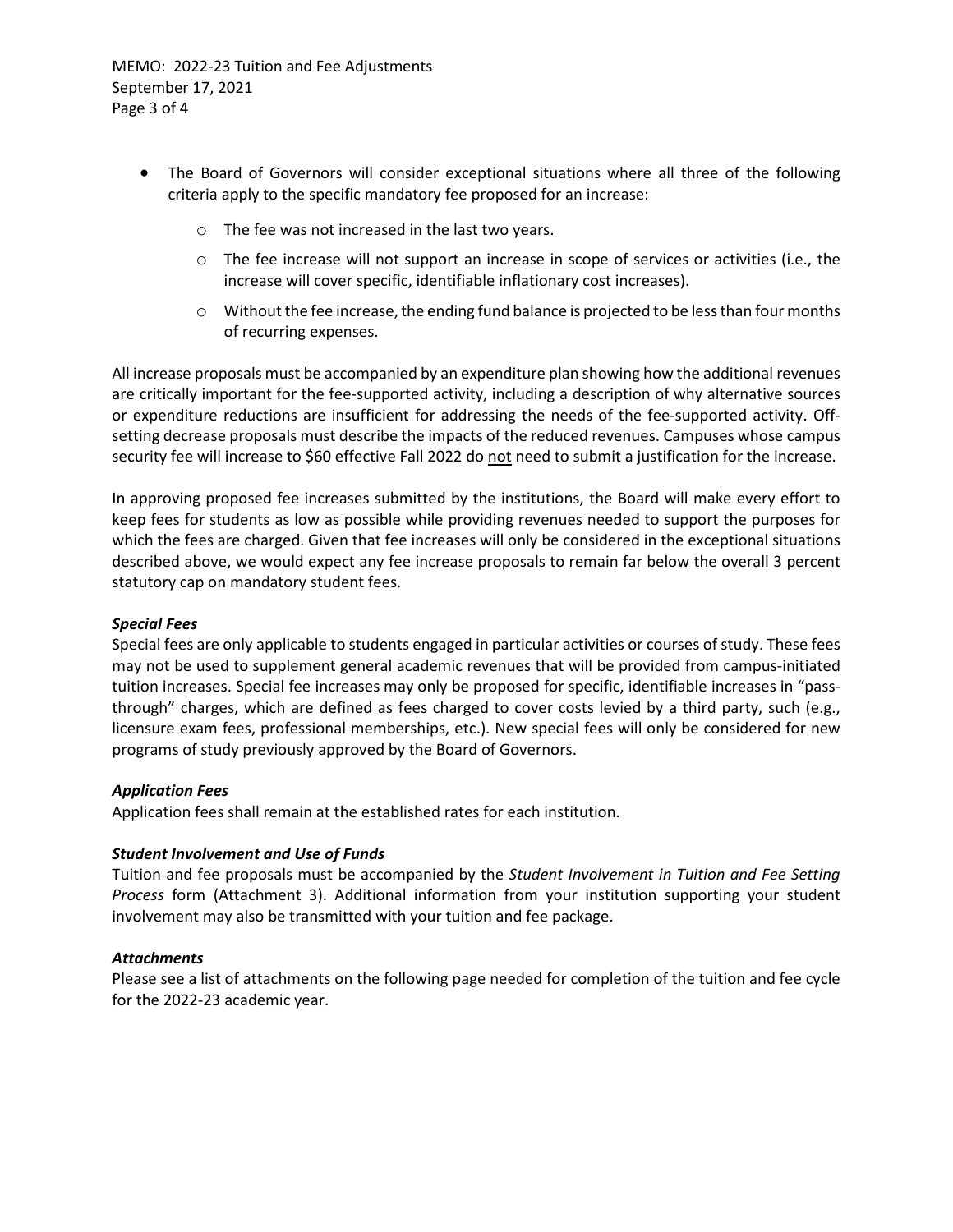- The Board of Governors will consider exceptional situations where all three of the following criteria apply to the specific mandatory fee proposed for an increase:
  - The fee was not increased in the last two years.
  - The fee increase will not support an increase in scope of services or activities (i.e., the increase will cover specific, identifiable inflationary cost increases).
  - Without the fee increase, the ending fund balance is projected to be less than four months of recurring expenses.

All increase proposals must be accompanied by an expenditure plan showing how the additional revenues are critically important for the fee-supported activity, including a description of why alternative sources or expenditure reductions are insufficient for addressing the needs of the fee-supported activity. Off-setting decrease proposals must describe the impacts of the reduced revenues. Campuses whose campus security fee will increase to $60 effective Fall 2022 do <u>not</u> need to submit a justification for the increase.

In approving proposed fee increases submitted by the institutions, the Board will make every effort to keep fees for students as low as possible while providing revenues needed to support the purposes for which the fees are charged. Given that fee increases will only be considered in the exceptional situations described above, we would expect any fee increase proposals to remain far below the overall 3 percent statutory cap on mandatory student fees.

***Special Fees***

Special fees are only applicable to students engaged in particular activities or courses of study. These fees may not be used to supplement general academic revenues that will be provided from campus-initiated tuition increases. Special fee increases may only be proposed for specific, identifiable increases in "pass-through" charges, which are defined as fees charged to cover costs levied by a third party, such (e.g., licensure exam fees, professional memberships, etc.). New special fees will only be considered for new programs of study previously approved by the Board of Governors.

***Application Fees***

Application fees shall remain at the established rates for each institution.

***Student Involvement and Use of Funds***

Tuition and fee proposals must be accompanied by the *Student Involvement in Tuition and Fee Setting Process* form (Attachment 3). Additional information from your institution supporting your student involvement may also be transmitted with your tuition and fee package.

***Attachments***

Please see a list of attachments on the following page needed for completion of the tuition and fee cycle for the 2022-23 academic year.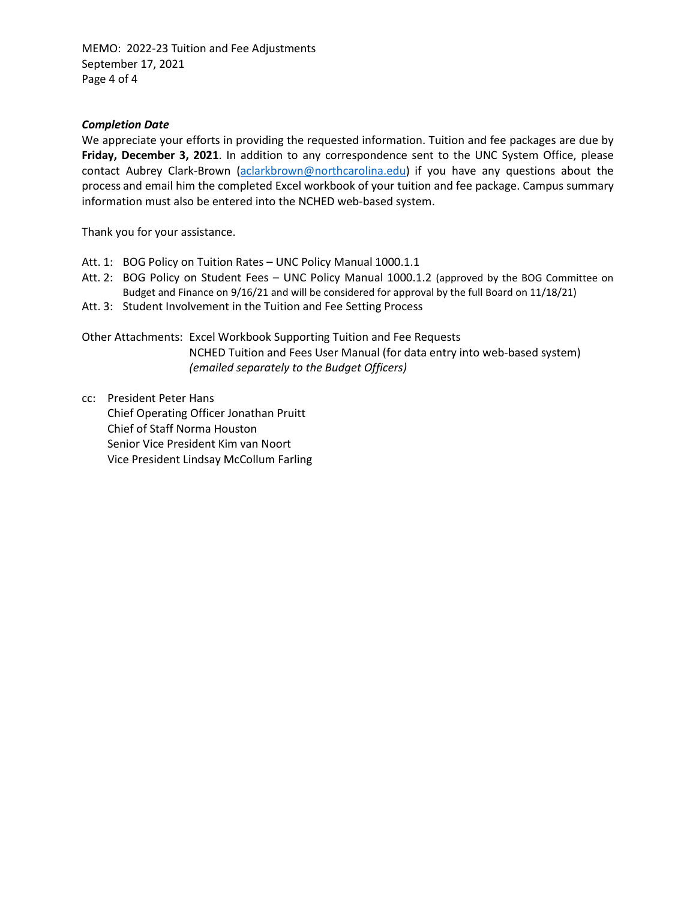### *Completion Date*

We appreciate your efforts in providing the requested information. Tuition and fee packages are due by **Friday, December 3, 2021**. In addition to any correspondence sent to the UNC System Office, please contact Aubrey Clark-Brown (aclarkbrown@northcarolina.edu) if you have any questions about the process and email him the completed Excel workbook of your tuition and fee package. Campus summary information must also be entered into the NCHED web-based system.

Thank you for your assistance.

Att. 1: BOG Policy on Tuition Rates – UNC Policy Manual 1000.1.1
Att. 2: BOG Policy on Student Fees – UNC Policy Manual 1000.1.2 (approved by the BOG Committee on Budget and Finance on 9/16/21 and will be considered for approval by the full Board on 11/18/21)
Att. 3: Student Involvement in the Tuition and Fee Setting Process

Other Attachments: Excel Workbook Supporting Tuition and Fee Requests
NCHED Tuition and Fees User Manual (for data entry into web-based system)
*(emailed separately to the Budget Officers)*

cc: President Peter Hans
Chief Operating Officer Jonathan Pruitt
Chief of Staff Norma Houston
Senior Vice President Kim van Noort
Vice President Lindsay McCollum Farling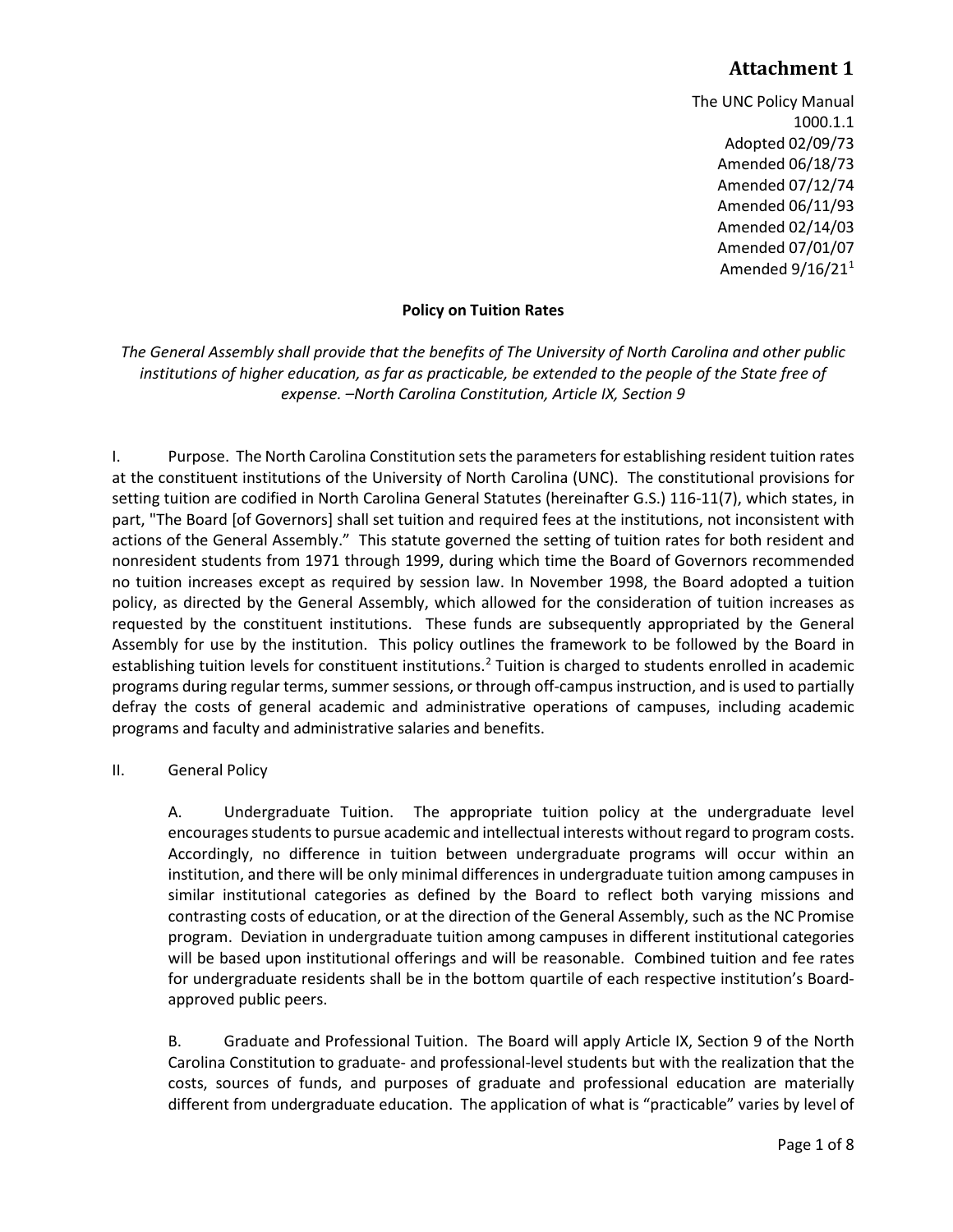# Attachment 1

The UNC Policy Manual
1000.1.1
Adopted 02/09/73
Amended 06/18/73
Amended 07/12/74
Amended 06/11/93
Amended 02/14/03
Amended 07/01/07
Amended 9/16/21[1]

**Policy on Tuition Rates**

*The General Assembly shall provide that the benefits of The University of North Carolina and other public institutions of higher education, as far as practicable, be extended to the people of the State free of expense. –North Carolina Constitution, Article IX, Section 9*

I. Purpose. The North Carolina Constitution sets the parameters for establishing resident tuition rates at the constituent institutions of the University of North Carolina (UNC). The constitutional provisions for setting tuition are codified in North Carolina General Statutes (hereinafter G.S.) 116-11(7), which states, in part, "The Board [of Governors] shall set tuition and required fees at the institutions, not inconsistent with actions of the General Assembly." This statute governed the setting of tuition rates for both resident and nonresident students from 1971 through 1999, during which time the Board of Governors recommended no tuition increases except as required by session law. In November 1998, the Board adopted a tuition policy, as directed by the General Assembly, which allowed for the consideration of tuition increases as requested by the constituent institutions. These funds are subsequently appropriated by the General Assembly for use by the institution. This policy outlines the framework to be followed by the Board in establishing tuition levels for constituent institutions.[2] Tuition is charged to students enrolled in academic programs during regular terms, summer sessions, or through off-campus instruction, and is used to partially defray the costs of general academic and administrative operations of campuses, including academic programs and faculty and administrative salaries and benefits.

II. General Policy

A. Undergraduate Tuition. The appropriate tuition policy at the undergraduate level encourages students to pursue academic and intellectual interests without regard to program costs. Accordingly, no difference in tuition between undergraduate programs will occur within an institution, and there will be only minimal differences in undergraduate tuition among campuses in similar institutional categories as defined by the Board to reflect both varying missions and contrasting costs of education, or at the direction of the General Assembly, such as the NC Promise program. Deviation in undergraduate tuition among campuses in different institutional categories will be based upon institutional offerings and will be reasonable. Combined tuition and fee rates for undergraduate residents shall be in the bottom quartile of each respective institution's Board-approved public peers.

B. Graduate and Professional Tuition. The Board will apply Article IX, Section 9 of the North Carolina Constitution to graduate- and professional-level students but with the realization that the costs, sources of funds, and purposes of graduate and professional education are materially different from undergraduate education. The application of what is "practicable" varies by level of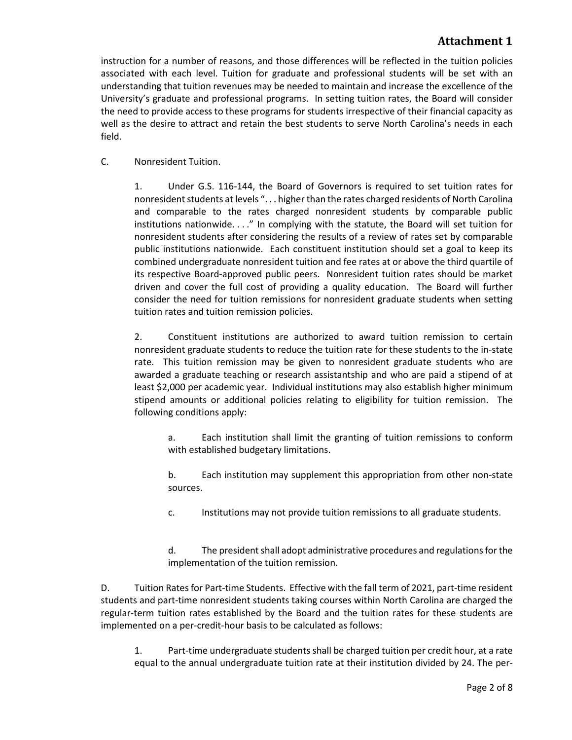instruction for a number of reasons, and those differences will be reflected in the tuition policies associated with each level. Tuition for graduate and professional students will be set with an understanding that tuition revenues may be needed to maintain and increase the excellence of the University's graduate and professional programs. In setting tuition rates, the Board will consider the need to provide access to these programs for students irrespective of their financial capacity as well as the desire to attract and retain the best students to serve North Carolina's needs in each field.

C. Nonresident Tuition.

1. Under G.S. 116-144, the Board of Governors is required to set tuition rates for nonresident students at levels ". . . higher than the rates charged residents of North Carolina and comparable to the rates charged nonresident students by comparable public institutions nationwide. . . ." In complying with the statute, the Board will set tuition for nonresident students after considering the results of a review of rates set by comparable public institutions nationwide. Each constituent institution should set a goal to keep its combined undergraduate nonresident tuition and fee rates at or above the third quartile of its respective Board-approved public peers. Nonresident tuition rates should be market driven and cover the full cost of providing a quality education. The Board will further consider the need for tuition remissions for nonresident graduate students when setting tuition rates and tuition remission policies.

2. Constituent institutions are authorized to award tuition remission to certain nonresident graduate students to reduce the tuition rate for these students to the in-state rate. This tuition remission may be given to nonresident graduate students who are awarded a graduate teaching or research assistantship and who are paid a stipend of at least $2,000 per academic year. Individual institutions may also establish higher minimum stipend amounts or additional policies relating to eligibility for tuition remission. The following conditions apply:

a. Each institution shall limit the granting of tuition remissions to conform with established budgetary limitations.

b. Each institution may supplement this appropriation from other non-state sources.

c. Institutions may not provide tuition remissions to all graduate students.

d. The president shall adopt administrative procedures and regulations for the implementation of the tuition remission.

D. Tuition Rates for Part-time Students. Effective with the fall term of 2021, part-time resident students and part-time nonresident students taking courses within North Carolina are charged the regular-term tuition rates established by the Board and the tuition rates for these students are implemented on a per-credit-hour basis to be calculated as follows:

1. Part-time undergraduate students shall be charged tuition per credit hour, at a rate equal to the annual undergraduate tuition rate at their institution divided by 24. The per-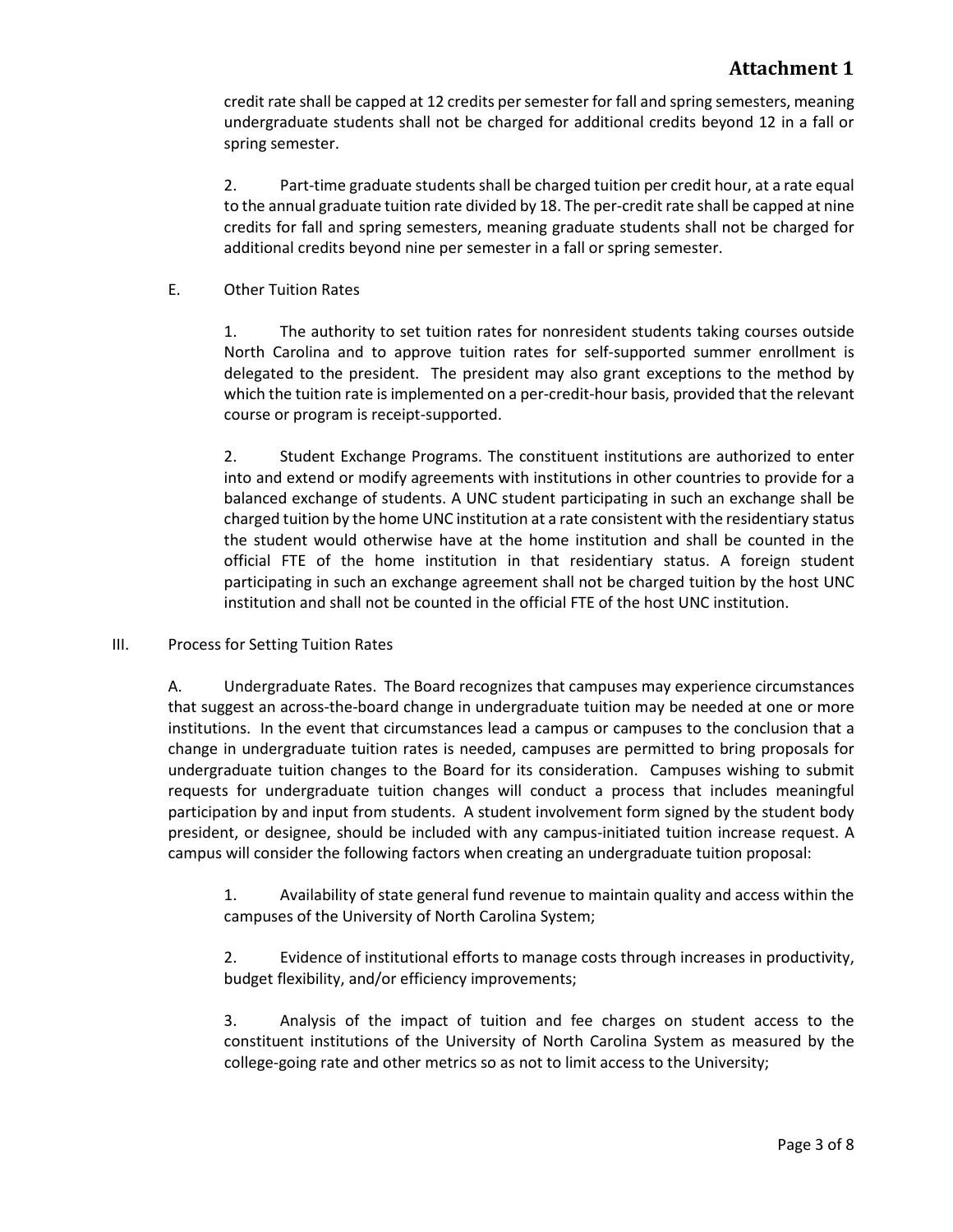credit rate shall be capped at 12 credits per semester for fall and spring semesters, meaning undergraduate students shall not be charged for additional credits beyond 12 in a fall or spring semester.

2. Part-time graduate students shall be charged tuition per credit hour, at a rate equal to the annual graduate tuition rate divided by 18. The per-credit rate shall be capped at nine credits for fall and spring semesters, meaning graduate students shall not be charged for additional credits beyond nine per semester in a fall or spring semester.

E. Other Tuition Rates

1. The authority to set tuition rates for nonresident students taking courses outside North Carolina and to approve tuition rates for self-supported summer enrollment is delegated to the president. The president may also grant exceptions to the method by which the tuition rate is implemented on a per-credit-hour basis, provided that the relevant course or program is receipt-supported.

2. Student Exchange Programs. The constituent institutions are authorized to enter into and extend or modify agreements with institutions in other countries to provide for a balanced exchange of students. A UNC student participating in such an exchange shall be charged tuition by the home UNC institution at a rate consistent with the residentiary status the student would otherwise have at the home institution and shall be counted in the official FTE of the home institution in that residentiary status. A foreign student participating in such an exchange agreement shall not be charged tuition by the host UNC institution and shall not be counted in the official FTE of the host UNC institution.

III. Process for Setting Tuition Rates

A. Undergraduate Rates. The Board recognizes that campuses may experience circumstances that suggest an across-the-board change in undergraduate tuition may be needed at one or more institutions. In the event that circumstances lead a campus or campuses to the conclusion that a change in undergraduate tuition rates is needed, campuses are permitted to bring proposals for undergraduate tuition changes to the Board for its consideration. Campuses wishing to submit requests for undergraduate tuition changes will conduct a process that includes meaningful participation by and input from students. A student involvement form signed by the student body president, or designee, should be included with any campus-initiated tuition increase request. A campus will consider the following factors when creating an undergraduate tuition proposal:

1. Availability of state general fund revenue to maintain quality and access within the campuses of the University of North Carolina System;

2. Evidence of institutional efforts to manage costs through increases in productivity, budget flexibility, and/or efficiency improvements;

3. Analysis of the impact of tuition and fee charges on student access to the constituent institutions of the University of North Carolina System as measured by the college-going rate and other metrics so as not to limit access to the University;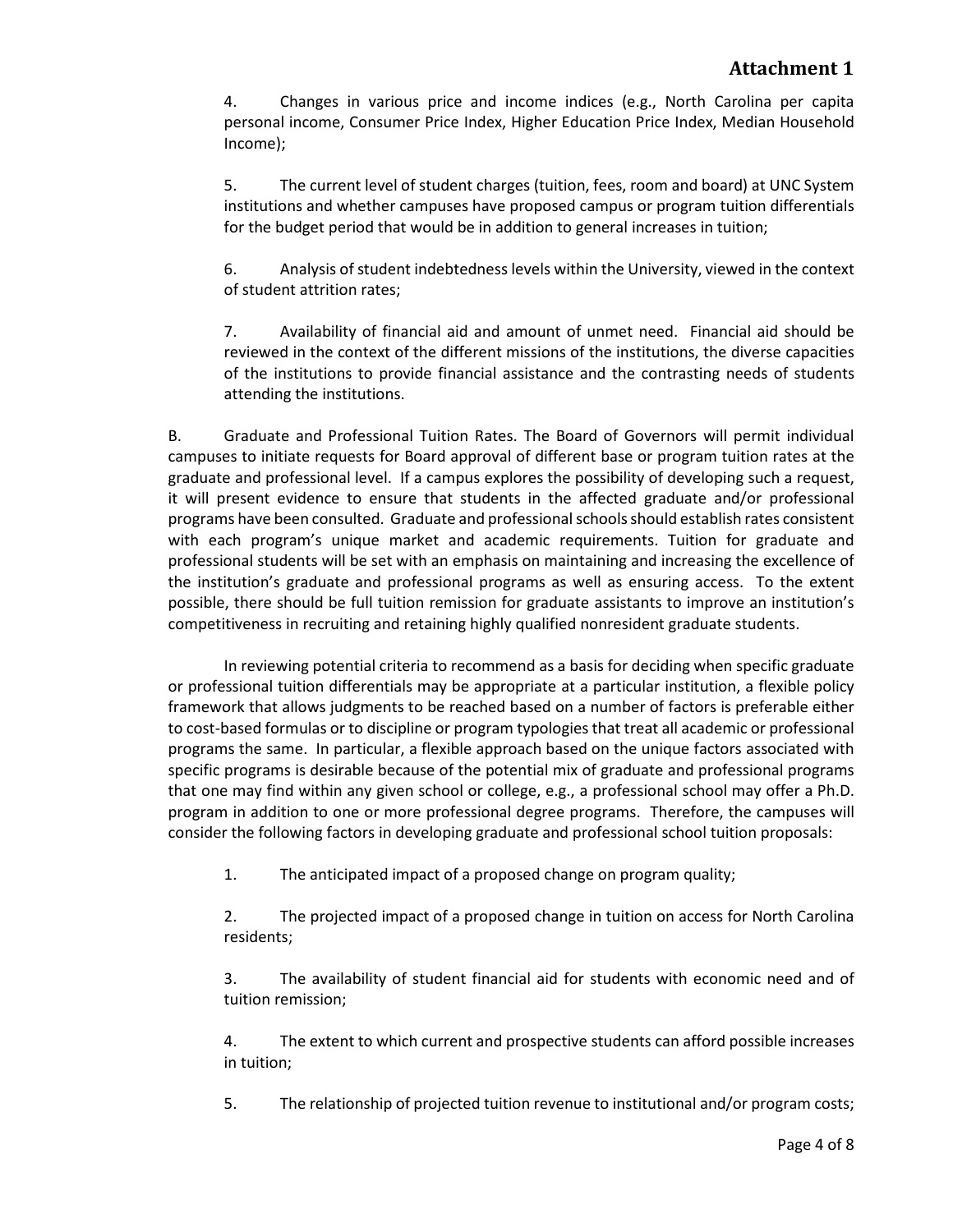4. Changes in various price and income indices (e.g., North Carolina per capita personal income, Consumer Price Index, Higher Education Price Index, Median Household Income);

5. The current level of student charges (tuition, fees, room and board) at UNC System institutions and whether campuses have proposed campus or program tuition differentials for the budget period that would be in addition to general increases in tuition;

6. Analysis of student indebtedness levels within the University, viewed in the context of student attrition rates;

7. Availability of financial aid and amount of unmet need. Financial aid should be reviewed in the context of the different missions of the institutions, the diverse capacities of the institutions to provide financial assistance and the contrasting needs of students attending the institutions.

B. Graduate and Professional Tuition Rates. The Board of Governors will permit individual campuses to initiate requests for Board approval of different base or program tuition rates at the graduate and professional level. If a campus explores the possibility of developing such a request, it will present evidence to ensure that students in the affected graduate and/or professional programs have been consulted. Graduate and professional schools should establish rates consistent with each program's unique market and academic requirements. Tuition for graduate and professional students will be set with an emphasis on maintaining and increasing the excellence of the institution's graduate and professional programs as well as ensuring access. To the extent possible, there should be full tuition remission for graduate assistants to improve an institution's competitiveness in recruiting and retaining highly qualified nonresident graduate students.

In reviewing potential criteria to recommend as a basis for deciding when specific graduate or professional tuition differentials may be appropriate at a particular institution, a flexible policy framework that allows judgments to be reached based on a number of factors is preferable either to cost-based formulas or to discipline or program typologies that treat all academic or professional programs the same. In particular, a flexible approach based on the unique factors associated with specific programs is desirable because of the potential mix of graduate and professional programs that one may find within any given school or college, e.g., a professional school may offer a Ph.D. program in addition to one or more professional degree programs. Therefore, the campuses will consider the following factors in developing graduate and professional school tuition proposals:

1. The anticipated impact of a proposed change on program quality;

2. The projected impact of a proposed change in tuition on access for North Carolina residents;

3. The availability of student financial aid for students with economic need and of tuition remission;

4. The extent to which current and prospective students can afford possible increases in tuition;

5. The relationship of projected tuition revenue to institutional and/or program costs;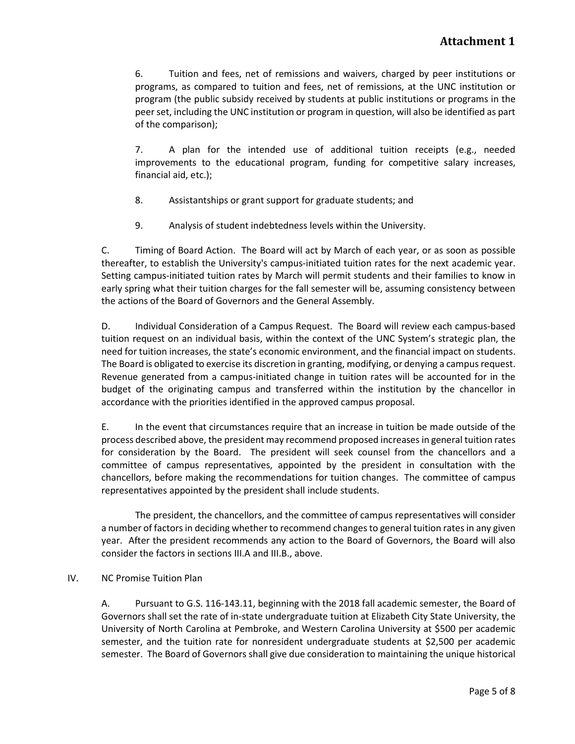6. Tuition and fees, net of remissions and waivers, charged by peer institutions or programs, as compared to tuition and fees, net of remissions, at the UNC institution or program (the public subsidy received by students at public institutions or programs in the peer set, including the UNC institution or program in question, will also be identified as part of the comparison);

7. A plan for the intended use of additional tuition receipts (e.g., needed improvements to the educational program, funding for competitive salary increases, financial aid, etc.);

8. Assistantships or grant support for graduate students; and

9. Analysis of student indebtedness levels within the University.

C. Timing of Board Action. The Board will act by March of each year, or as soon as possible thereafter, to establish the University's campus-initiated tuition rates for the next academic year. Setting campus-initiated tuition rates by March will permit students and their families to know in early spring what their tuition charges for the fall semester will be, assuming consistency between the actions of the Board of Governors and the General Assembly.

D. Individual Consideration of a Campus Request. The Board will review each campus-based tuition request on an individual basis, within the context of the UNC System's strategic plan, the need for tuition increases, the state's economic environment, and the financial impact on students. The Board is obligated to exercise its discretion in granting, modifying, or denying a campus request. Revenue generated from a campus-initiated change in tuition rates will be accounted for in the budget of the originating campus and transferred within the institution by the chancellor in accordance with the priorities identified in the approved campus proposal.

E. In the event that circumstances require that an increase in tuition be made outside of the process described above, the president may recommend proposed increases in general tuition rates for consideration by the Board. The president will seek counsel from the chancellors and a committee of campus representatives, appointed by the president in consultation with the chancellors, before making the recommendations for tuition changes. The committee of campus representatives appointed by the president shall include students.

The president, the chancellors, and the committee of campus representatives will consider a number of factors in deciding whether to recommend changes to general tuition rates in any given year. After the president recommends any action to the Board of Governors, the Board will also consider the factors in sections III.A and III.B., above.

IV. NC Promise Tuition Plan

A. Pursuant to G.S. 116-143.11, beginning with the 2018 fall academic semester, the Board of Governors shall set the rate of in-state undergraduate tuition at Elizabeth City State University, the University of North Carolina at Pembroke, and Western Carolina University at $500 per academic semester, and the tuition rate for nonresident undergraduate students at $2,500 per academic semester. The Board of Governors shall give due consideration to maintaining the unique historical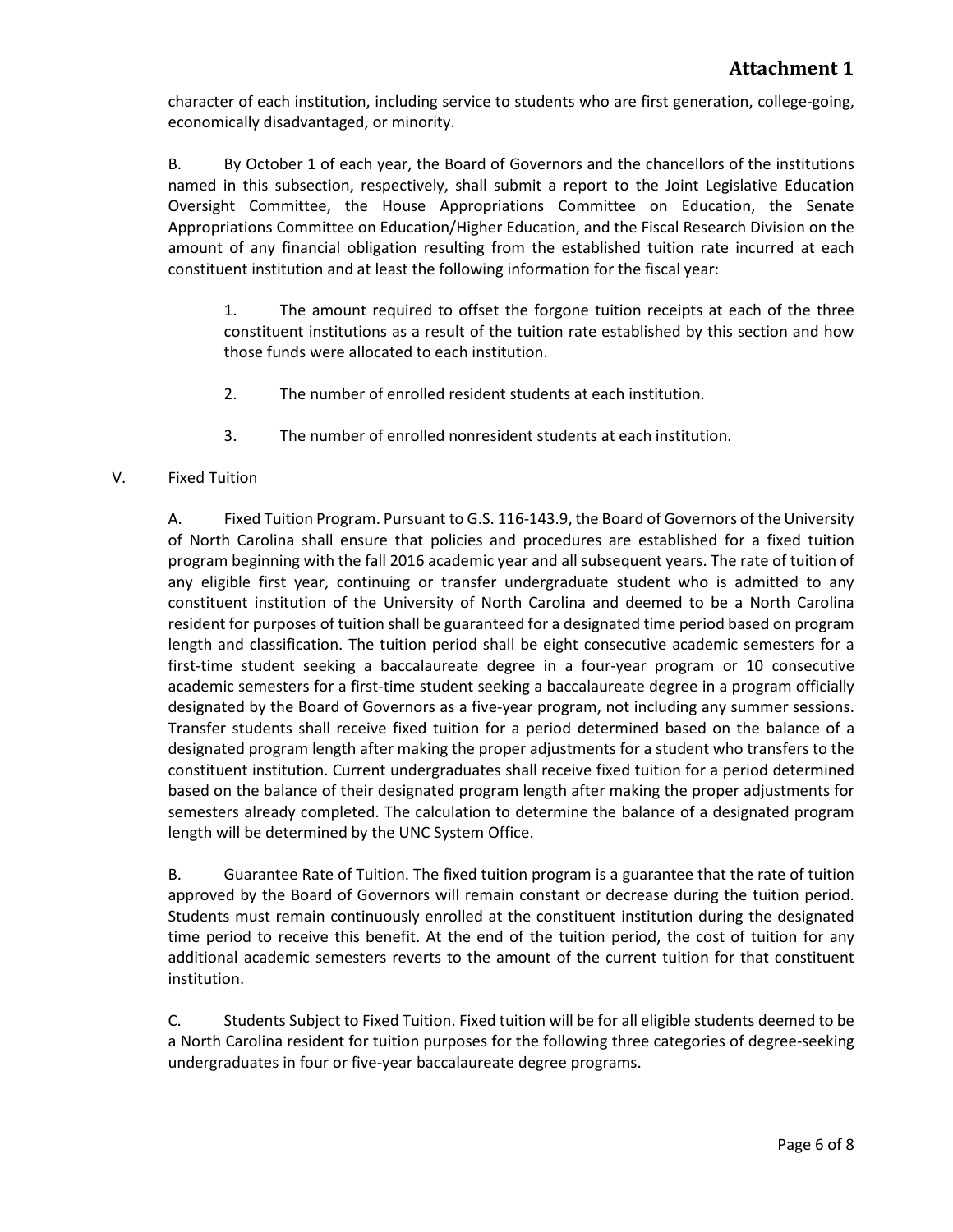character of each institution, including service to students who are first generation, college-going, economically disadvantaged, or minority.

B. By October 1 of each year, the Board of Governors and the chancellors of the institutions named in this subsection, respectively, shall submit a report to the Joint Legislative Education Oversight Committee, the House Appropriations Committee on Education, the Senate Appropriations Committee on Education/Higher Education, and the Fiscal Research Division on the amount of any financial obligation resulting from the established tuition rate incurred at each constituent institution and at least the following information for the fiscal year:

1. The amount required to offset the forgone tuition receipts at each of the three constituent institutions as a result of the tuition rate established by this section and how those funds were allocated to each institution.

2. The number of enrolled resident students at each institution.

3. The number of enrolled nonresident students at each institution.

V. Fixed Tuition

A. Fixed Tuition Program. Pursuant to G.S. 116-143.9, the Board of Governors of the University of North Carolina shall ensure that policies and procedures are established for a fixed tuition program beginning with the fall 2016 academic year and all subsequent years. The rate of tuition of any eligible first year, continuing or transfer undergraduate student who is admitted to any constituent institution of the University of North Carolina and deemed to be a North Carolina resident for purposes of tuition shall be guaranteed for a designated time period based on program length and classification. The tuition period shall be eight consecutive academic semesters for a first-time student seeking a baccalaureate degree in a four-year program or 10 consecutive academic semesters for a first-time student seeking a baccalaureate degree in a program officially designated by the Board of Governors as a five-year program, not including any summer sessions. Transfer students shall receive fixed tuition for a period determined based on the balance of a designated program length after making the proper adjustments for a student who transfers to the constituent institution. Current undergraduates shall receive fixed tuition for a period determined based on the balance of their designated program length after making the proper adjustments for semesters already completed. The calculation to determine the balance of a designated program length will be determined by the UNC System Office.

B. Guarantee Rate of Tuition. The fixed tuition program is a guarantee that the rate of tuition approved by the Board of Governors will remain constant or decrease during the tuition period. Students must remain continuously enrolled at the constituent institution during the designated time period to receive this benefit. At the end of the tuition period, the cost of tuition for any additional academic semesters reverts to the amount of the current tuition for that constituent institution.

C. Students Subject to Fixed Tuition. Fixed tuition will be for all eligible students deemed to be a North Carolina resident for tuition purposes for the following three categories of degree-seeking undergraduates in four or five-year baccalaureate degree programs.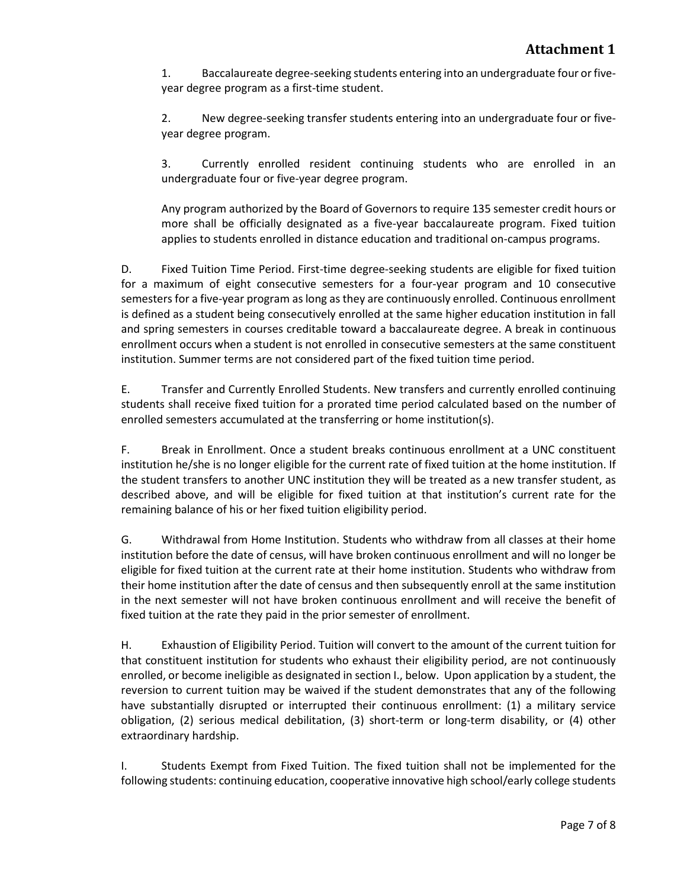1. Baccalaureate degree-seeking students entering into an undergraduate four or five-year degree program as a first-time student.

2. New degree-seeking transfer students entering into an undergraduate four or five-year degree program.

3. Currently enrolled resident continuing students who are enrolled in an undergraduate four or five-year degree program.

Any program authorized by the Board of Governors to require 135 semester credit hours or more shall be officially designated as a five-year baccalaureate program. Fixed tuition applies to students enrolled in distance education and traditional on-campus programs.

D. Fixed Tuition Time Period. First-time degree-seeking students are eligible for fixed tuition for a maximum of eight consecutive semesters for a four-year program and 10 consecutive semesters for a five-year program as long as they are continuously enrolled. Continuous enrollment is defined as a student being consecutively enrolled at the same higher education institution in fall and spring semesters in courses creditable toward a baccalaureate degree. A break in continuous enrollment occurs when a student is not enrolled in consecutive semesters at the same constituent institution. Summer terms are not considered part of the fixed tuition time period.

E. Transfer and Currently Enrolled Students. New transfers and currently enrolled continuing students shall receive fixed tuition for a prorated time period calculated based on the number of enrolled semesters accumulated at the transferring or home institution(s).

F. Break in Enrollment. Once a student breaks continuous enrollment at a UNC constituent institution he/she is no longer eligible for the current rate of fixed tuition at the home institution. If the student transfers to another UNC institution they will be treated as a new transfer student, as described above, and will be eligible for fixed tuition at that institution's current rate for the remaining balance of his or her fixed tuition eligibility period.

G. Withdrawal from Home Institution. Students who withdraw from all classes at their home institution before the date of census, will have broken continuous enrollment and will no longer be eligible for fixed tuition at the current rate at their home institution. Students who withdraw from their home institution after the date of census and then subsequently enroll at the same institution in the next semester will not have broken continuous enrollment and will receive the benefit of fixed tuition at the rate they paid in the prior semester of enrollment.

H. Exhaustion of Eligibility Period. Tuition will convert to the amount of the current tuition for that constituent institution for students who exhaust their eligibility period, are not continuously enrolled, or become ineligible as designated in section I., below. Upon application by a student, the reversion to current tuition may be waived if the student demonstrates that any of the following have substantially disrupted or interrupted their continuous enrollment: (1) a military service obligation, (2) serious medical debilitation, (3) short-term or long-term disability, or (4) other extraordinary hardship.

I. Students Exempt from Fixed Tuition. The fixed tuition shall not be implemented for the following students: continuing education, cooperative innovative high school/early college students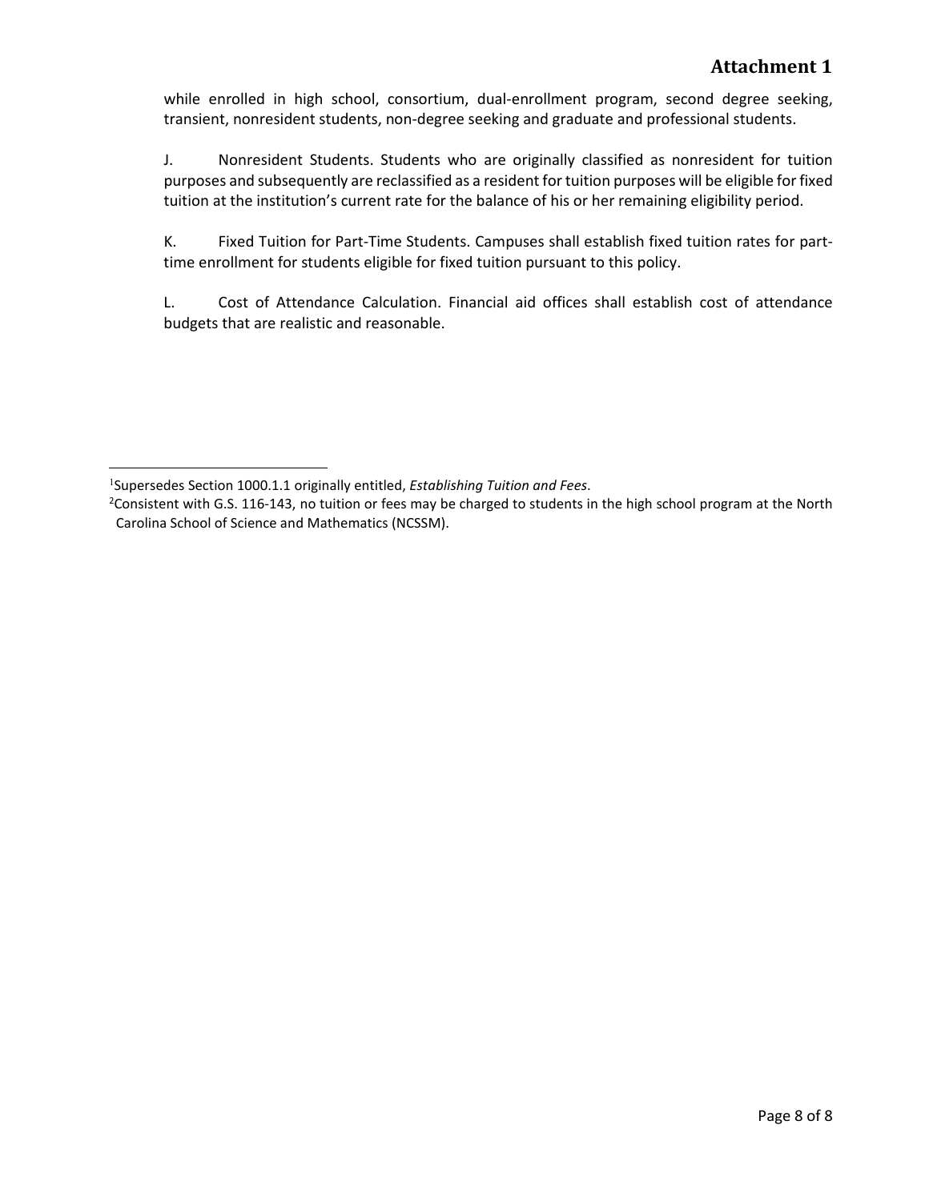while enrolled in high school, consortium, dual-enrollment program, second degree seeking, transient, nonresident students, non-degree seeking and graduate and professional students.

J. Nonresident Students. Students who are originally classified as nonresident for tuition purposes and subsequently are reclassified as a resident for tuition purposes will be eligible for fixed tuition at the institution's current rate for the balance of his or her remaining eligibility period.

K. Fixed Tuition for Part-Time Students. Campuses shall establish fixed tuition rates for part-time enrollment for students eligible for fixed tuition pursuant to this policy.

L. Cost of Attendance Calculation. Financial aid offices shall establish cost of attendance budgets that are realistic and reasonable.

---

[1]Supersedes Section 1000.1.1 originally entitled, *Establishing Tuition and Fees*.

[2]Consistent with G.S. 116-143, no tuition or fees may be charged to students in the high school program at the North Carolina School of Science and Mathematics (NCSSM).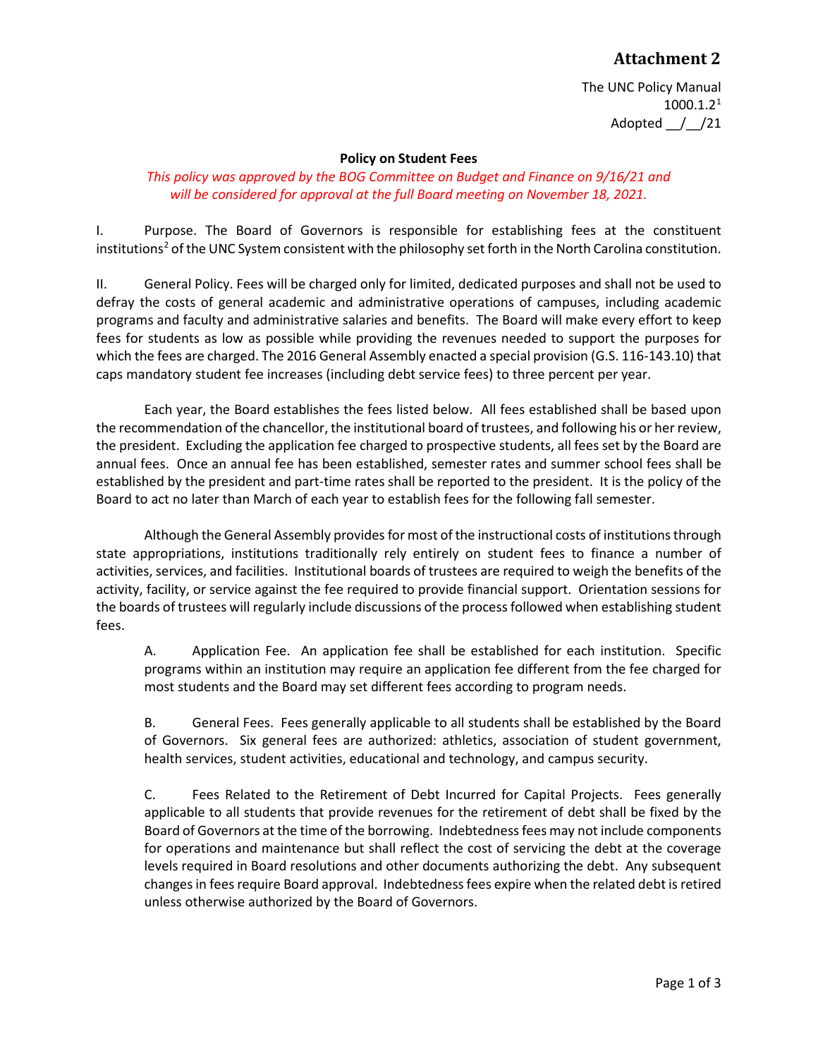# Attachment 2

The UNC Policy Manual
1000.1.2[1]
Adopted __/__/21

**Policy on Student Fees**

*This policy was approved by the BOG Committee on Budget and Finance on 9/16/21 and will be considered for approval at the full Board meeting on November 18, 2021.*

I. Purpose. The Board of Governors is responsible for establishing fees at the constituent institutions[2] of the UNC System consistent with the philosophy set forth in the North Carolina constitution.

II. General Policy. Fees will be charged only for limited, dedicated purposes and shall not be used to defray the costs of general academic and administrative operations of campuses, including academic programs and faculty and administrative salaries and benefits. The Board will make every effort to keep fees for students as low as possible while providing the revenues needed to support the purposes for which the fees are charged. The 2016 General Assembly enacted a special provision (G.S. 116-143.10) that caps mandatory student fee increases (including debt service fees) to three percent per year.

Each year, the Board establishes the fees listed below. All fees established shall be based upon the recommendation of the chancellor, the institutional board of trustees, and following his or her review, the president. Excluding the application fee charged to prospective students, all fees set by the Board are annual fees. Once an annual fee has been established, semester rates and summer school fees shall be established by the president and part-time rates shall be reported to the president. It is the policy of the Board to act no later than March of each year to establish fees for the following fall semester.

Although the General Assembly provides for most of the instructional costs of institutions through state appropriations, institutions traditionally rely entirely on student fees to finance a number of activities, services, and facilities. Institutional boards of trustees are required to weigh the benefits of the activity, facility, or service against the fee required to provide financial support. Orientation sessions for the boards of trustees will regularly include discussions of the process followed when establishing student fees.

A. Application Fee. An application fee shall be established for each institution. Specific programs within an institution may require an application fee different from the fee charged for most students and the Board may set different fees according to program needs.

B. General Fees. Fees generally applicable to all students shall be established by the Board of Governors. Six general fees are authorized: athletics, association of student government, health services, student activities, educational and technology, and campus security.

C. Fees Related to the Retirement of Debt Incurred for Capital Projects. Fees generally applicable to all students that provide revenues for the retirement of debt shall be fixed by the Board of Governors at the time of the borrowing. Indebtedness fees may not include components for operations and maintenance but shall reflect the cost of servicing the debt at the coverage levels required in Board resolutions and other documents authorizing the debt. Any subsequent changes in fees require Board approval. Indebtedness fees expire when the related debt is retired unless otherwise authorized by the Board of Governors.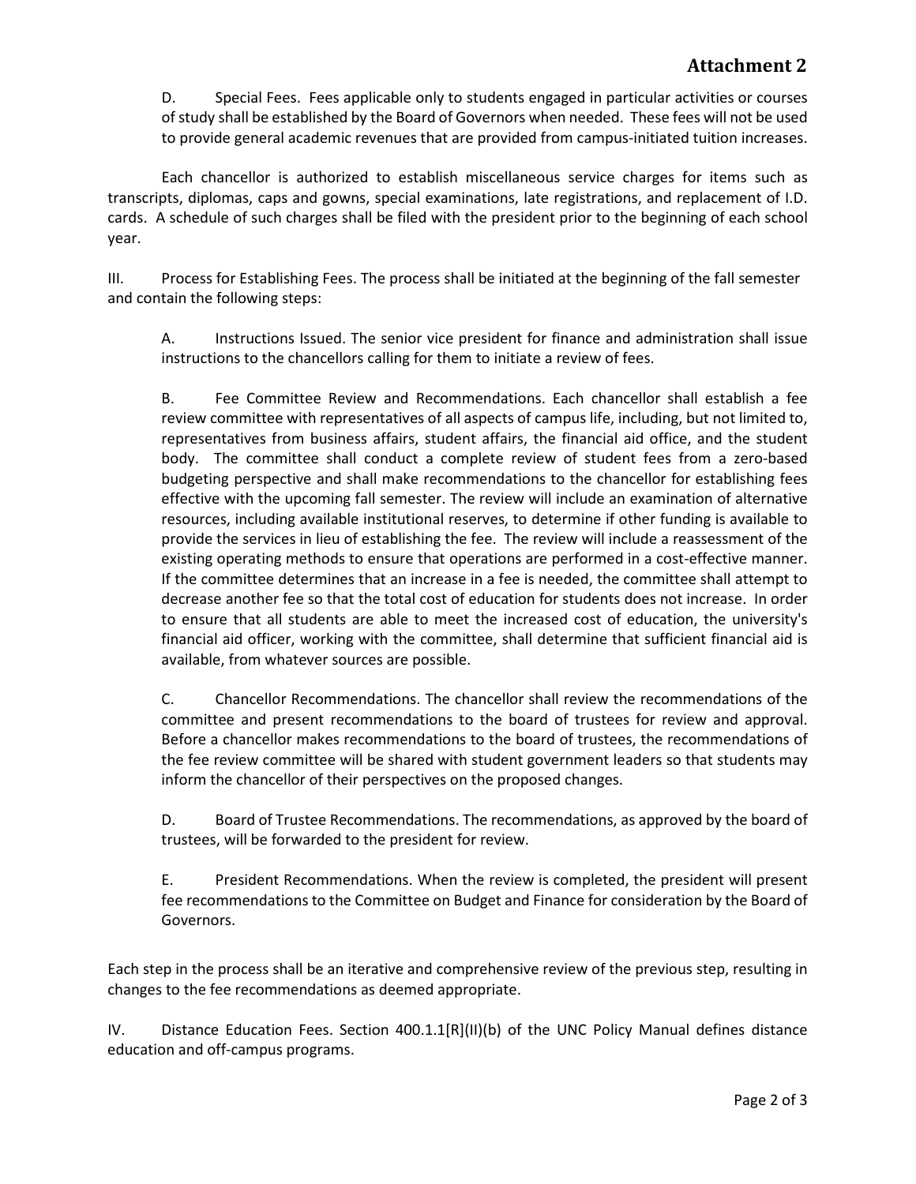**Attachment 2**

D. Special Fees. Fees applicable only to students engaged in particular activities or courses of study shall be established by the Board of Governors when needed. These fees will not be used to provide general academic revenues that are provided from campus-initiated tuition increases.

Each chancellor is authorized to establish miscellaneous service charges for items such as transcripts, diplomas, caps and gowns, special examinations, late registrations, and replacement of I.D. cards. A schedule of such charges shall be filed with the president prior to the beginning of each school year.

III. Process for Establishing Fees. The process shall be initiated at the beginning of the fall semester and contain the following steps:

A. Instructions Issued. The senior vice president for finance and administration shall issue instructions to the chancellors calling for them to initiate a review of fees.

B. Fee Committee Review and Recommendations. Each chancellor shall establish a fee review committee with representatives of all aspects of campus life, including, but not limited to, representatives from business affairs, student affairs, the financial aid office, and the student body. The committee shall conduct a complete review of student fees from a zero-based budgeting perspective and shall make recommendations to the chancellor for establishing fees effective with the upcoming fall semester. The review will include an examination of alternative resources, including available institutional reserves, to determine if other funding is available to provide the services in lieu of establishing the fee. The review will include a reassessment of the existing operating methods to ensure that operations are performed in a cost-effective manner. If the committee determines that an increase in a fee is needed, the committee shall attempt to decrease another fee so that the total cost of education for students does not increase. In order to ensure that all students are able to meet the increased cost of education, the university's financial aid officer, working with the committee, shall determine that sufficient financial aid is available, from whatever sources are possible.

C. Chancellor Recommendations. The chancellor shall review the recommendations of the committee and present recommendations to the board of trustees for review and approval. Before a chancellor makes recommendations to the board of trustees, the recommendations of the fee review committee will be shared with student government leaders so that students may inform the chancellor of their perspectives on the proposed changes.

D. Board of Trustee Recommendations. The recommendations, as approved by the board of trustees, will be forwarded to the president for review.

E. President Recommendations. When the review is completed, the president will present fee recommendations to the Committee on Budget and Finance for consideration by the Board of Governors.

Each step in the process shall be an iterative and comprehensive review of the previous step, resulting in changes to the fee recommendations as deemed appropriate.

IV. Distance Education Fees. Section 400.1.1[R](II)(b) of the UNC Policy Manual defines distance education and off-campus programs.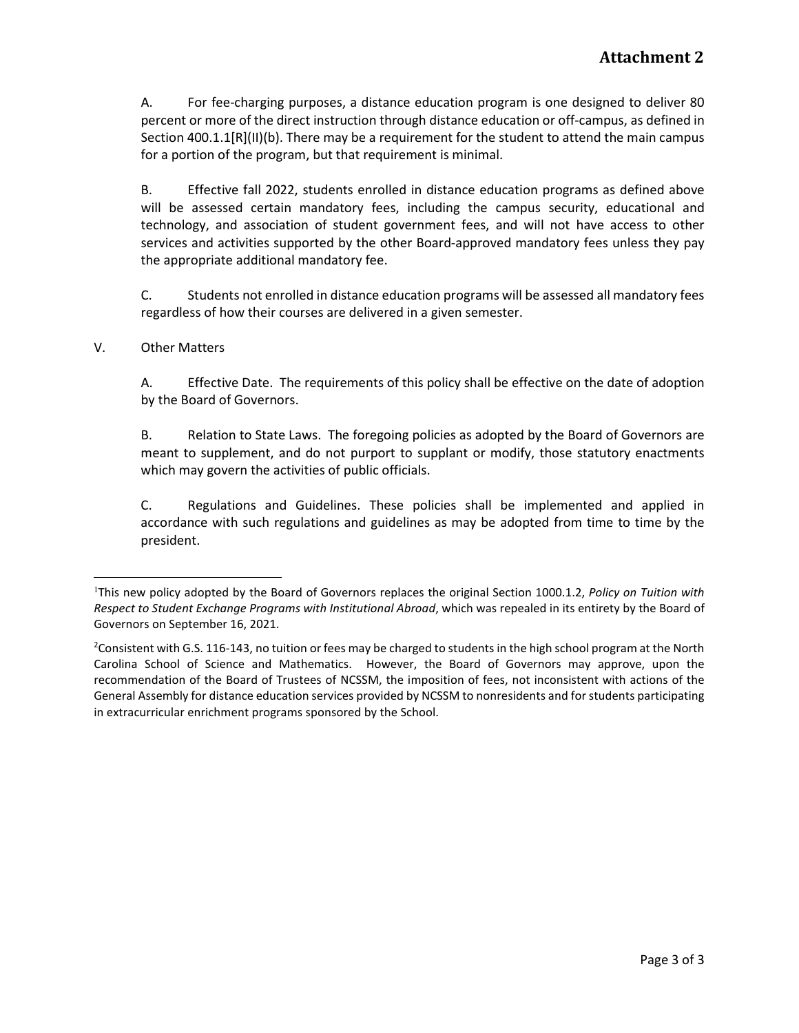**Attachment 2**

A. For fee-charging purposes, a distance education program is one designed to deliver 80 percent or more of the direct instruction through distance education or off-campus, as defined in Section 400.1.1[R](II)(b). There may be a requirement for the student to attend the main campus for a portion of the program, but that requirement is minimal.

B. Effective fall 2022, students enrolled in distance education programs as defined above will be assessed certain mandatory fees, including the campus security, educational and technology, and association of student government fees, and will not have access to other services and activities supported by the other Board-approved mandatory fees unless they pay the appropriate additional mandatory fee.

C. Students not enrolled in distance education programs will be assessed all mandatory fees regardless of how their courses are delivered in a given semester.

V. Other Matters

A. Effective Date. The requirements of this policy shall be effective on the date of adoption by the Board of Governors.

B. Relation to State Laws. The foregoing policies as adopted by the Board of Governors are meant to supplement, and do not purport to supplant or modify, those statutory enactments which may govern the activities of public officials.

C. Regulations and Guidelines. These policies shall be implemented and applied in accordance with such regulations and guidelines as may be adopted from time to time by the president.

---

[1] This new policy adopted by the Board of Governors replaces the original Section 1000.1.2, *Policy on Tuition with Respect to Student Exchange Programs with Institutional Abroad*, which was repealed in its entirety by the Board of Governors on September 16, 2021.

[2] Consistent with G.S. 116-143, no tuition or fees may be charged to students in the high school program at the North Carolina School of Science and Mathematics. However, the Board of Governors may approve, upon the recommendation of the Board of Trustees of NCSSM, the imposition of fees, not inconsistent with actions of the General Assembly for distance education services provided by NCSSM to nonresidents and for students participating in extracurricular enrichment programs sponsored by the School.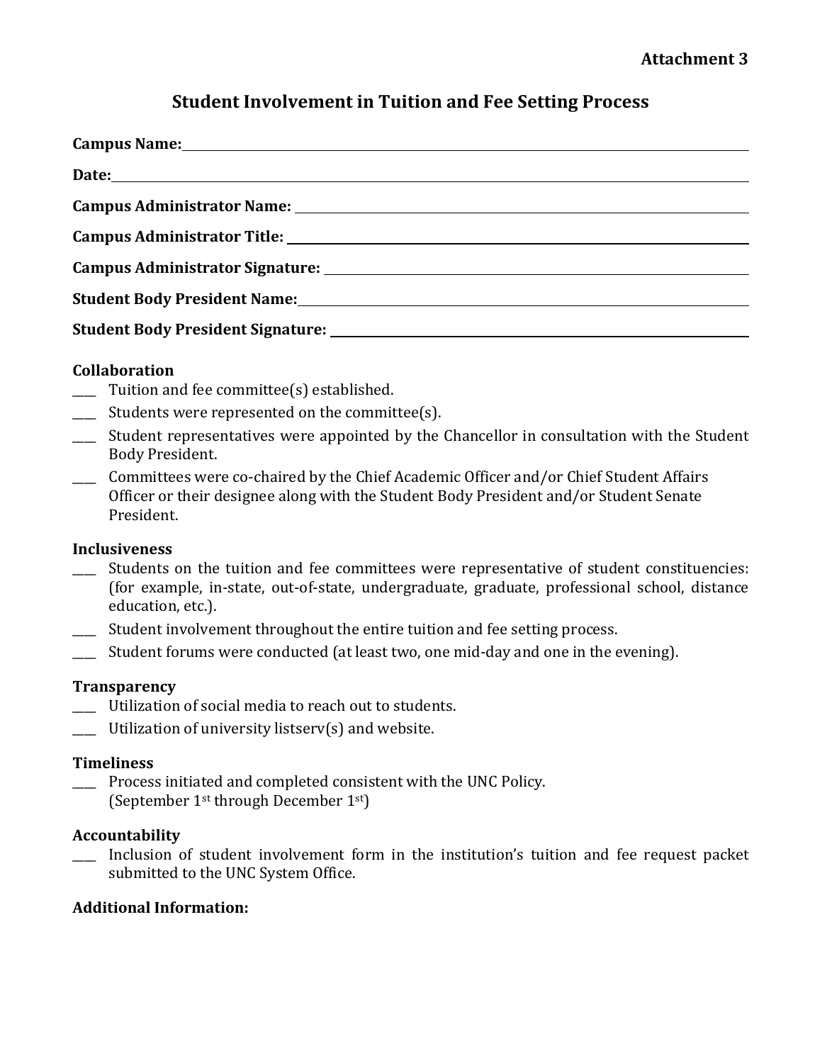**Attachment 3**

## Student Involvement in Tuition and Fee Setting Process

**Campus Name:** ____________________

**Date:** ____________________

**Campus Administrator Name:** ____________________

**Campus Administrator Title:** ____________________

**Campus Administrator Signature:** ____________________

**Student Body President Name:** ____________________

**Student Body President Signature:** ____________________

**Collaboration**

- ____ Tuition and fee committee(s) established.
- ____ Students were represented on the committee(s).
- ____ Student representatives were appointed by the Chancellor in consultation with the Student Body President.
- ____ Committees were co-chaired by the Chief Academic Officer and/or Chief Student Affairs Officer or their designee along with the Student Body President and/or Student Senate President.

**Inclusiveness**

- ____ Students on the tuition and fee committees were representative of student constituencies: (for example, in-state, out-of-state, undergraduate, graduate, professional school, distance education, etc.).
- ____ Student involvement throughout the entire tuition and fee setting process.
- ____ Student forums were conducted (at least two, one mid-day and one in the evening).

**Transparency**

- ____ Utilization of social media to reach out to students.
- ____ Utilization of university listserv(s) and website.

**Timeliness**

- ____ Process initiated and completed consistent with the UNC Policy. (September 1st through December 1st)

**Accountability**

- ____ Inclusion of student involvement form in the institution's tuition and fee request packet submitted to the UNC System Office.

**Additional Information:**